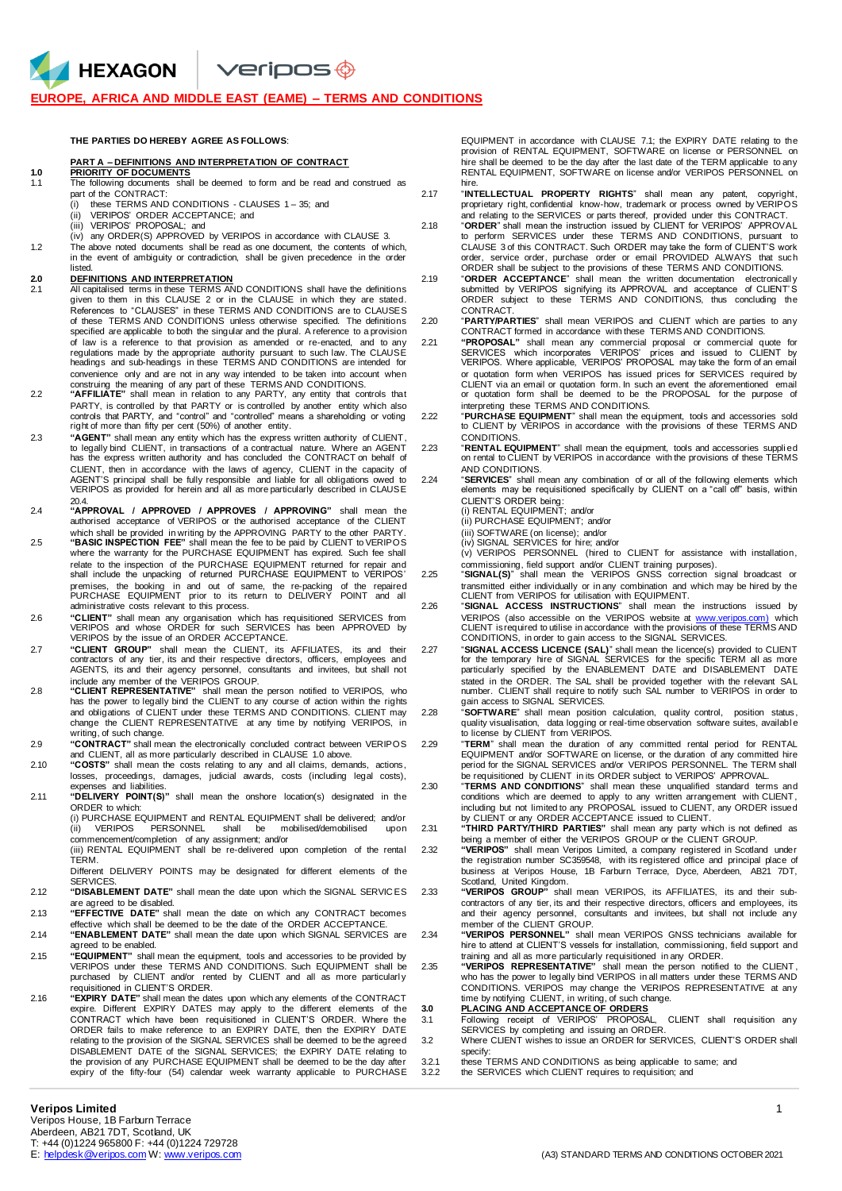# EUROPE, AFRICA AND MIDDLE EAST (EAME) – TERMS AND CONDITIONS

**THE PARTIES DO HEREBY AGREE AS FOLLOWS**:

## PART A – DEFINITIONS AND INTERPRETATION OF CONTRACT

**1.0 PRIORITY OF DOCUMENTS**

1.1 The following documents shall be deemed to form and be read and construed as part of the CONTRACT:

(i) these TERMS AND CONDITIONS - CLAUSES 1 – 35; and
(ii) VERIPOS' ORDER ACCEPTANCE; and
(iii) VERIPOS' PROPOSAL; and
(iv) any ORDER(S) APPROVED by VERIPOS in accordance with CLAUSE 3.

1.2 The above noted documents shall be read as one document, the contents of which, in the event of ambiguity or contradiction, shall be given precedence in the order listed.

**2.0 DEFINITIONS AND INTERPRETATION**

2.1 All capitalised terms in these TERMS AND CONDITIONS shall have the definitions given to them in this CLAUSE 2 or in the CLAUSE in which they are stated. References to "CLAUSES" in these TERMS AND CONDITIONS are to CLAUSES of these TERMS AND CONDITIONS unless otherwise specified. The definitions specified are applicable to both the singular and the plural. A reference to a provision of law is a reference to that provision as amended or re-enacted, and to any regulations made by the appropriate authority pursuant to such law. The CLAUSE headings and sub-headings in these TERMS AND CONDITIONS are intended for convenience only and are not in any way intended to be taken into account when construing the meaning of any part of these TERMS AND CONDITIONS.

2.2 **"AFFILIATE"** shall mean in relation to any PARTY, any entity that controls that PARTY, is controlled by that PARTY or is controlled by another entity which also controls that PARTY, and "control" and "controlled" means a shareholding or voting right of more than fifty per cent (50%) of another entity.

2.3 **"AGENT"** shall mean any entity which has the express written authority of CLIENT, to legally bind CLIENT, in transactions of a contractual nature. Where an AGENT has the express written authority and has concluded the CONTRACT on behalf of CLIENT, then in accordance with the laws of agency, CLIENT in the capacity of AGENT'S principal shall be fully responsible and liable for all obligations owed to VERIPOS as provided for herein and all as more particularly described in CLAUSE 20.4.

2.4 **"APPROVAL / APPROVED / APPROVES / APPROVING"** shall mean the authorised acceptance of VERIPOS or the authorised acceptance of the CLIENT which shall be provided in writing by the APPROVING PARTY to the other PARTY.

2.5 **"BASIC INSPECTION FEE"** shall mean the fee to be paid by CLIENT to VERIPOS where the warranty for the PURCHASE EQUIPMENT has expired. Such fee shall relate to the inspection of the PURCHASE EQUIPMENT returned for repair and shall include the unpacking of returned PURCHASE EQUIPMENT to VERIPOS' premises, the booking in and out of same, the re-packing of the repaired PURCHASE EQUIPMENT prior to its return to DELIVERY POINT and all administrative costs relevant to this process.

2.6 **"CLIENT"** shall mean any organisation which has requisitioned SERVICES from VERIPOS and whose ORDER for such SERVICES has been APPROVED by VERIPOS by the issue of an ORDER ACCEPTANCE.

2.7 **"CLIENT GROUP"** shall mean the CLIENT, its AFFILIATES, its and their contractors of any tier, its and their respective directors, officers, employees and AGENTS, its and their agency personnel, consultants and invitees, but shall not include any member of the VERIPOS GROUP.

2.8 **"CLIENT REPRESENTATIVE"** shall mean the person notified to VERIPOS, who has the power to legally bind the CLIENT to any course of action within the rights and obligations of CLIENT under these TERMS AND CONDITIONS. CLIENT may change the CLIENT REPRESENTATIVE at any time by notifying VERIPOS, in writing, of such change.

2.9 **"CONTRACT"** shall mean the electronically concluded contract between VERIPOS and CLIENT, all as more particularly described in CLAUSE 1.0 above.

2.10 **"COSTS"** shall mean the costs relating to any and all claims, demands, actions, losses, proceedings, damages, judicial awards, costs (including legal costs), expenses and liabilities.

2.11 **"DELIVERY POINT(S)"** shall mean the onshore location(s) designated in the ORDER to which:

(i) PURCHASE EQUIPMENT and RENTAL EQUIPMENT shall be delivered; and/or
(ii) VERIPOS PERSONNEL shall be mobilised/demobilised upon commencement/completion of any assignment; and/or
(iii) RENTAL EQUIPMENT shall be re-delivered upon completion of the rental TERM.

Different DELIVERY POINTS may be designated for different elements of the SERVICES.

2.12 **"DISABLEMENT DATE"** shall mean the date upon which the SIGNAL SERVICES are agreed to be disabled.

2.13 **"EFFECTIVE DATE"** shall mean the date on which any CONTRACT becomes effective which shall be deemed to be the date of the ORDER ACCEPTANCE.

2.14 **"ENABLEMENT DATE"** shall mean the date upon which SIGNAL SERVICES are agreed to be enabled.

2.15 **"EQUIPMENT"** shall mean the equipment, tools and accessories to be provided by VERIPOS under these TERMS AND CONDITIONS. Such EQUIPMENT shall be purchased by CLIENT and/or rented by CLIENT and all as more particularly requisitioned in CLIENT'S ORDER.

2.16 **"EXPIRY DATE"** shall mean the dates upon which any elements of the CONTRACT expire. Different EXPIRY DATES may apply to the different elements of the CONTRACT which have been requisitioned in CLIENT'S ORDER. Where the ORDER fails to make reference to an EXPIRY DATE, then the EXPIRY DATE relating to the provision of the SIGNAL SERVICES shall be deemed to be the agreed DISABLEMENT DATE of the SIGNAL SERVICES; the EXPIRY DATE relating to the provision of any PURCHASE EQUIPMENT shall be deemed to be the day after expiry of the fifty-four (54) calendar week warranty applicable to PURCHASE EQUIPMENT in accordance with CLAUSE 7.1; the EXPIRY DATE relating to the provision of RENTAL EQUIPMENT, SOFTWARE on license or PERSONNEL on hire shall be deemed to be the day after the last date of the TERM applicable to any RENTAL EQUIPMENT, SOFTWARE on license and/or VERIPOS PERSONNEL on hire.

2.17 **"INTELLECTUAL PROPERTY RIGHTS"** shall mean any patent, copyright, proprietary right, confidential know-how, trademark or process owned by VERIPOS and relating to the SERVICES or parts thereof, provided under this CONTRACT.

2.18 **"ORDER"** shall mean the instruction issued by CLIENT for VERIPOS' APPROVAL to perform SERVICES under these TERMS AND CONDITIONS, pursuant to CLAUSE 3 of this CONTRACT. Such ORDER may take the form of CLIENT'S work order, service order, purchase order or email PROVIDED ALWAYS that such ORDER shall be subject to the provisions of these TERMS AND CONDITIONS.

2.19 **"ORDER ACCEPTANCE"** shall mean the written documentation electronically submitted by VERIPOS signifying its APPROVAL and acceptance of CLIENT'S ORDER subject to these TERMS AND CONDITIONS, thus concluding the CONTRACT.

2.20 **"PARTY/PARTIES"** shall mean VERIPOS and CLIENT which are parties to any CONTRACT formed in accordance with these TERMS AND CONDITIONS.

2.21 **"PROPOSAL"** shall mean any commercial proposal or commercial quote for SERVICES which incorporates VERIPOS' prices and issued to CLIENT by VERIPOS. Where applicable, VERIPOS' PROPOSAL may take the form of an email or quotation form when VERIPOS has issued prices for SERVICES required by CLIENT via an email or quotation form. In such an event the aforementioned email or quotation form shall be deemed to be the PROPOSAL for the purpose of interpreting these TERMS AND CONDITIONS.

2.22 **"PURCHASE EQUIPMENT"** shall mean the equipment, tools and accessories sold to CLIENT by VERIPOS in accordance with the provisions of these TERMS AND CONDITIONS.

2.23 **"RENTAL EQUIPMENT"** shall mean the equipment, tools and accessories supplied on rental to CLIENT by VERIPOS in accordance with the provisions of these TERMS AND CONDITIONS.

2.24 **"SERVICES"** shall mean any combination of or all of the following elements which elements may be requisitioned specifically by CLIENT on a "call off" basis, within CLIENT'S ORDER being:

(i) RENTAL EQUIPMENT; and/or
(ii) PURCHASE EQUIPMENT; and/or
(iii) SOFTWARE (on license); and/or
(iv) SIGNAL SERVICES for hire; and/or
(v) VERIPOS PERSONNEL (hired to CLIENT for assistance with installation, commissioning, field support and/or CLIENT training purposes).

2.25 **"SIGNAL(S)"** shall mean the VERIPOS GNSS correction signal broadcast or transmitted either individually or in any combination and which may be hired by the CLIENT from VERIPOS for utilisation with EQUIPMENT.

2.26 **"SIGNAL ACCESS INSTRUCTIONS"** shall mean the instructions issued by VERIPOS (also accessible on the VERIPOS website at www.veripos.com) which CLIENT is required to utilise in accordance with the provisions of these TERMS AND CONDITIONS, in order to gain access to the SIGNAL SERVICES.

2.27 **"SIGNAL ACCESS LICENCE (SAL)"** shall mean the licence(s) provided to CLIENT for the temporary hire of SIGNAL SERVICES for the specific TERM all as more particularly specified by the ENABLEMENT DATE and DISABLEMENT DATE stated in the ORDER. The SAL shall be provided together with the relevant SAL number. CLIENT shall require to notify such SAL number to VERIPOS in order to gain access to SIGNAL SERVICES.

2.28 **"SOFTWARE"** shall mean position calculation, quality control, position status, quality visualisation, data logging or real-time observation software suites, available to license by CLIENT from VERIPOS.

2.29 **"TERM"** shall mean the duration of any committed rental period for RENTAL EQUIPMENT and/or SOFTWARE on license, or the duration of any committed hire period for the SIGNAL SERVICES and/or VERIPOS PERSONNEL. The TERM shall be requisitioned by CLIENT in its ORDER subject to VERIPOS' APPROVAL.

2.30 **"TERMS AND CONDITIONS"** shall mean these unqualified standard terms and conditions which are deemed to apply to any written arrangement with CLIENT, including but not limited to any PROPOSAL issued to CLIENT, any ORDER issued by CLIENT or any ORDER ACCEPTANCE issued to CLIENT.

2.31 **"THIRD PARTY/THIRD PARTIES"** shall mean any party which is not defined as being a member of either the VERIPOS GROUP or the CLIENT GROUP.

2.32 **"VERIPOS"** shall mean Veripos Limited, a company registered in Scotland under the registration number SC359548, with its registered office and principal place of business at Veripos House, 1B Farburn Terrace, Dyce, Aberdeen, AB21 7DT, Scotland, United Kingdom.

2.33 **"VERIPOS GROUP"** shall mean VERIPOS, its AFFILIATES, its and their sub-contractors of any tier, its and their respective directors, officers and employees, its and their agency personnel, consultants and invitees, but shall not include any member of the CLIENT GROUP.

2.34 **"VERIPOS PERSONNEL"** shall mean VERIPOS GNSS technicians available for hire to attend at CLIENT'S vessels for installation, commissioning, field support and training and all as more particularly requisitioned in any ORDER.

2.35 **"VERIPOS REPRESENTATIVE"** shall mean the person notified to the CLIENT, who has the power to legally bind VERIPOS in all matters under these TERMS AND CONDITIONS. VERIPOS may change the VERIPOS REPRESENTATIVE at any time by notifying CLIENT, in writing, of such change.

**3.0 PLACING AND ACCEPTANCE OF ORDERS**

3.1 Following receipt of VERIPOS' PROPOSAL, CLIENT shall requisition any SERVICES by completing and issuing an ORDER.

3.2 Where CLIENT wishes to issue an ORDER for SERVICES, CLIENT'S ORDER shall specify:

3.2.1 these TERMS AND CONDITIONS as being applicable to same; and
3.2.2 the SERVICES which CLIENT requires to requisition; and

**Veripos Limited**
Veripos House, 1B Farburn Terrace
Aberdeen, AB21 7DT, Scotland, UK
T: +44 (0)1224 965800 F: +44 (0)1224 729728
E: helpdesk@veripos.com W: www.veripos.com

(A3) STANDARD TERMS AND CONDITIONS OCTOBER 2021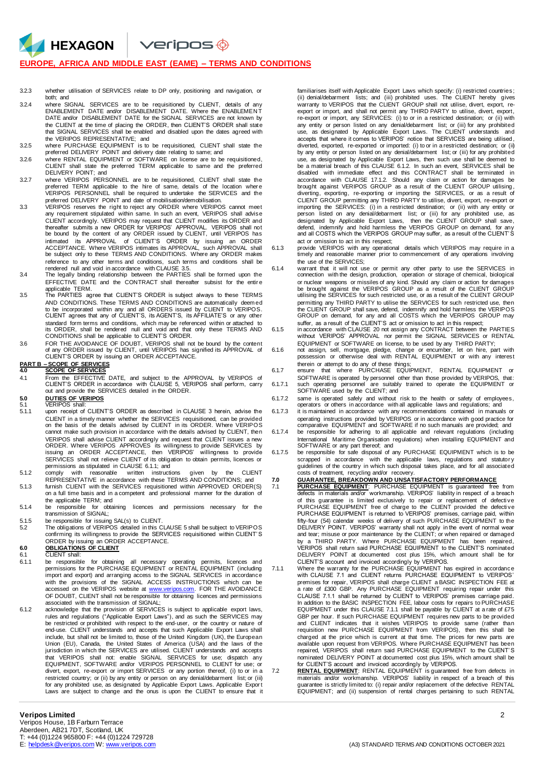3.2.3 whether utilisation of SERVICES relate to DP only, positioning and navigation, or both; and

3.2.4 where SIGNAL SERVICES are to be requisitioned by CLIENT, details of any ENABLEMENT DATE and/or DISABLEMENT DATE. Where the ENABLEMENT DATE and/or DISABLEMENT DATE for the SIGNAL SERVICES are not known by the CLIENT at the time of placing the ORDER, then CLIENT'S ORDER shall state that SIGNAL SERVICES shall be enabled and disabled upon the dates agreed with the VERIPOS REPRESENTATIVE; and

3.2.5 where PURCHASE EQUIPMENT is to be requisitioned, CLIENT shall state the preferred DELIVERY POINT and delivery date relating to same; and

3.2.6 where RENTAL EQUIPMENT or SOFTWARE on license are to be requisitioned, CLIENT shall state the preferred TERM applicable to same and the preferred DELIVERY POINT; and

3.2.7 where VERIPOS PERSONNEL are to be requisitioned, CLIENT shall state the preferred TERM applicable to the hire of same, details of the location where VERIPOS PERSONNEL shall be required to undertake the SERVICES and the preferred DELIVERY POINT and date of mobilisation/demobilisation.

3.3 VERIPOS reserves the right to reject any ORDER where VERIPOS cannot meet any requirement stipulated within same. In such an event, VERIPOS shall advise CLIENT accordingly. VERIPOS may request that CLIENT modifies its ORDER and thereafter submits a new ORDER for VERIPOS' APPROVAL. VERIPOS shall not be bound by the content of any ORDER issued by CLIENT, until VERIPOS has intimated its APPROVAL of CLIENT'S ORDER by issuing an ORDER ACCEPTANCE. Where VERIPOS intimates its APPROVAL, such APPROVAL shall be subject only to these TERMS AND CONDITIONS. Where any ORDER makes reference to any other terms and conditions, such terms and conditions shall be rendered null and void in accordance with CLAUSE 3.5.

3.4 The legally binding relationship between the PARTIES shall be formed upon the EFFECTIVE DATE and the CONTRACT shall thereafter subsist for the entire applicable TERM.

3.5 The PARTIES agree that CLIENT'S ORDER is subject always to these TERMS AND CONDITIONS. These TERMS AND CONDITIONS are automatically deemed to be incorporated within any and all ORDERS issued by CLIENT to VERIPOS. CLIENT agrees that any of CLIENT'S, its AGENT'S, its AFFILIATE'S or any other standard form terms and conditions, which may be referenced within or attached to its ORDER, shall be rendered null and void and that only these TERMS AND CONDITIONS shall be applicable to CLIENT'S ORDER.

3.6 FOR THE AVOIDANCE OF DOUBT, VERIPOS shall not be bound by the content of any ORDER issued by CLIENT, until VERIPOS has signified its APPROVAL of CLIENT'S ORDER by issuing an ORDER ACCEPTANCE.

## PART B – SCOPE OF SERVICES

### 4.0 SCOPE OF SERVICES

4.1 From the EFFECTIVE DATE, and subject to the APPROVAL by VERIPOS of CLIENT'S ORDER in accordance with CLAUSE 5, VERIPOS shall perform, carry out and provide the SERVICES detailed in the ORDER.

### 5.0 DUTIES OF VERIPOS

5.1 VERIPOS shall:

5.1.1 upon receipt of CLIENT'S ORDER as described in CLAUSE 3 herein, advise the CLIENT in a timely manner whether the SERVICES requisitioned, can be provided on the basis of the details advised by CLIENT in its ORDER. Where VERIPOS cannot make such provision in accordance with the details advised by CLIENT, then VERIPOS shall advise CLIENT accordingly and request that CLIENT issues a new ORDER. Where VERIPOS APPROVES its willingness to provide SERVICES by issuing an ORDER ACCEPTANCE, then VERIPOS' willingness to provide SERVICES shall not relieve CLIENT of its obligation to obtain permits, licences or permissions as stipulated in CLAUSE 6.1.1; and

5.1.2 comply with reasonable written instructions given by the CLIENT REPRESENTATIVE in accordance with these TERMS AND CONDITIONS; and

5.1.3 furnish CLIENT with the SERVICES requisitioned within APPROVED ORDER(S) on a full time basis and in a competent and professional manner for the duration of the applicable TERM; and

5.1.4 be responsible for obtaining licences and permissions necessary for the transmission of SIGNAL;

5.1.5 be responsible for issuing SAL(s) to CLIENT.

5.2 The obligations of VERIPOS detailed in this CLAUSE 5 shall be subject to VERIPOS confirming its willingness to provide the SERVICES requisitioned within CLIENT'S ORDER by issuing an ORDER ACCEPTANCE.

### 6.0 OBLIGATIONS OF CLIENT

6.1 CLIENT shall:

6.1.1 be responsible for obtaining all necessary operating permits, licences and permissions for the PURCHASE EQUIPMENT or RENTAL EQUIPMENT (including import and export) and arranging access to the SIGNAL SERVICES in accordance with the provisions of the SIGNAL ACCESS INSTRUCTIONS which can be accessed on the VERIPOS website at www.veripos.com. FOR THE AVOIDANCE OF DOUBT, CLIENT shall not be responsible for obtaining licences and permissions associated with the transmission of SIGNAL;

6.1.2 acknowledge that the provision of SERVICES is subject to applicable export laws, rules and regulations ("Applicable Export Laws"), and as such the SERVICES may be restricted or prohibited with respect to the end-user, or the country or nature of end-use. CLIENT understands and accepts that such Applicable Export Laws shall include, but shall not be limited to, those of the United Kingdom (UK), the European Union (EU), Canada, the United States of America (USA) and the laws of the jurisdiction in which the SERVICES are utilised. CLIENT understands and accepts that VERIPOS shall not: enable SIGNAL SERVICES for use; dispatch any EQUIPMENT, SOFTWARE and/or VERIPOS PERSONNEL to CLIENT for use; or divert, export, re-export or import SERVICES or any portion thereof, (i) to or in a restricted country; or (ii) by any entity or person on any denial/debarment list; or (iii) for any prohibited use, as designated by Applicable Export Laws. Applicable Export Laws are subject to change and the onus is upon the CLIENT to ensure that it familiarises itself with Applicable Export Laws which specify: (i) restricted countries; (ii) denial/debarment lists; and (iii) prohibited uses. The CLIENT hereby gives warranty to VERIPOS that the CLIENT GROUP shall not utilise, divert, export, re-export or import, and shall not permit any THIRD PARTY to utilise, divert, export, re-export or import, any SERVICES: (i) to or in a restricted destination; or (ii) with any entity or person listed on any denial/debarment list; or (iii) for any prohibited use, as designated by Applicable Export Laws. The CLIENT understands and accepts that where it comes to VERIPOS' notice that SERVICES are being utilised, diverted, exported, re-exported or imported: (i) to or in a restricted destination; or (ii) by any entity or person listed on any denial/debarment list; or (iii) for any prohibited use, as designated by Applicable Export Laws, then such use shall be deemed to be a material breach of this CLAUSE 6.1.2. In such an event, SERVICES shall be disabled with immediate effect and this CONTRACT shall be terminated in accordance with CLAUSE 17.1.2. Should any claim or action for damages be brought against VERIPOS GROUP as a result of the CLIENT GROUP utilising, diverting, exporting, re-exporting or importing the SERVICES, or as a result of CLIENT GROUP permitting any THIRD PARTY to utilise, divert, export, re-export or importing the SERVICES: (i) in a restricted destination; or (ii) with any entity or person listed on any denial/debarment list; or (iii) for any prohibited use, as designated by Applicable Export Laws, then the CLIENT GROUP shall save, defend, indemnify and hold harmless the VERIPOS GROUP on demand, for any and all COSTS which the VERIPOS GROUP may suffer, as a result of the CLIENT'S act or omission to act in this respect;

6.1.3 provide VERIPOS with any operational details which VERIPOS may require in a timely and reasonable manner prior to commencement of any operations involving the use of the SERVICES;

6.1.4 warrant that it will not use or permit any other party to use the SERVICES in connection with the design, production, operation or storage of chemical, biological or nuclear weapons or missiles of any kind. Should any claim or action for damages be brought against the VERIPOS GROUP as a result of the CLIENT GROUP utilising the SERVICES for such restricted use, or as a result of the CLIENT GROUP permitting any THIRD PARTY to utilise the SERVICES for such restricted use, then the CLIENT GROUP shall save, defend, indemnify and hold harmless the VERIPOS GROUP on demand, for any and all COSTS which the VERIPOS GROUP may suffer, as a result of the CLIENT'S act or omission to act in this respect;

6.1.5 in accordance with CLAUSE 20 not assign any CONTRACT between the PARTIES without VERIPOS' APPROVAL nor permit the SIGNAL SERVICES or RENTAL EQUIPMENT or SOFTWARE on license, to be used by any THIRD PARTY;

6.1.6 not assign, sell, mortgage, pledge, charge or encumber, let on hire, part with possession or otherwise deal with RENTAL EQUIPMENT or with any interest therein or attempt to do any of these things;

6.1.7 ensure that where PURCHASE EQUIPMENT, RENTAL EQUIPMENT or SOFTWARE is operated by personnel other than those provided by VERIPOS, that:

6.1.7.1 such operating personnel are suitably trained to operate the EQUIPMENT or SOFTWARE used by the CLIENT; and

6.1.7.2 same is operated safely and without risk to the health or safety of employees, operators or others in accordance with all applicable laws and regulations; and

6.1.7.3 it is maintained in accordance with any recommendations contained in manuals or operating instructions provided by VERIPOS or in accordance with good practice for comparative EQUIPMENT and SOFTWARE if no such manuals are provided; and

6.1.7.4 be responsible for adhering to all applicable and relevant regulations (including International Maritime Organisation regulations) when installing EQUIPMENT and SOFTWARE or any part thereof; and

6.1.7.5 be responsible for safe disposal of any PURCHASE EQUIPMENT which is to be scrapped in accordance with the applicable laws, regulations and statutory guidelines of the country in which such disposal takes place, and for all associated costs of treatment, recycling and/or recovery.

### 7.0 GUARANTEE, BREAKDOWN AND UNSATISFACTORY PERFORMANCE

7.1 **PURCHASE EQUIPMENT**: PURCHASE EQUIPMENT is guaranteed free from defects in materials and/or workmanship. VERIPOS' liability in respect of a breach of this guarantee is limited exclusively to repair or replacement of defective PURCHASE EQUIPMENT free of charge to the CLIENT provided the defective PURCHASE EQUIPMENT is returned to VERIPOS' premises, carriage paid, within fifty-four (54) calendar weeks of delivery of such PURCHASE EQUIPMENT to the DELIVERY POINT. VERIPOS' warranty shall not apply in the event of normal wear and tear; misuse or poor maintenance by the CLIENT; or when repaired or damaged by a THIRD PARTY. Where PURCHASE EQUIPMENT has been repaired, VERIPOS shall return said PURCHASE EQUIPMENT to the CLIENT'S nominated DELIVERY POINT at documented cost plus 15%, which amount shall be for CLIENT'S account and invoiced accordingly by VERIPOS.

7.1.1 Where the warranty for the PURCHASE EQUIPMENT has expired in accordance with CLAUSE 7.1 and CLIENT returns PURCHASE EQUIPMENT to VERIPOS' premises for repair, VERIPOS shall charge CLIENT a BASIC INSPECTION FEE at a rate of £300 GBP. Any PURCHASE EQUIPMENT requiring repair under this CLAUSE 7.1.1 shall be returned by CLIENT to VERIPOS' premises carriage paid. In addition to the BASIC INSPECTION FEE, labour costs for repairs to PURCHASE EQUIPMENT under this CLAUSE 7.1.1 shall be payable by CLIENT at a rate of £75 GBP per hour. If such PURCHASE EQUIPMENT requires new parts to be provided and CLIENT indicates that it wishes VERIPOS to provide same (rather than requisition new PURCHASE EQUIPMENT from VERIPOS), then this shall be charged at the price which is current at that time. The prices for new parts are available upon request from VERIPOS. Where PURCHASE EQUIPMENT has been repaired, VERIPOS shall return said PURCHASE EQUIPMENT to the CLIENT'S nominated DELIVERY POINT at documented cost plus 15%, which amount shall be for CLIENT'S account and invoiced accordingly by VERIPOS.

7.2 **RENTAL EQUIPMENT**: RENTAL EQUIPMENT is guaranteed free from defects in materials and/or workmanship. VERIPOS' liability in respect of a breach of this guarantee is strictly limited to: (i) repair and/or replacement of the defective RENTAL EQUIPMENT; and (ii) suspension of rental charges pertaining to such RENTAL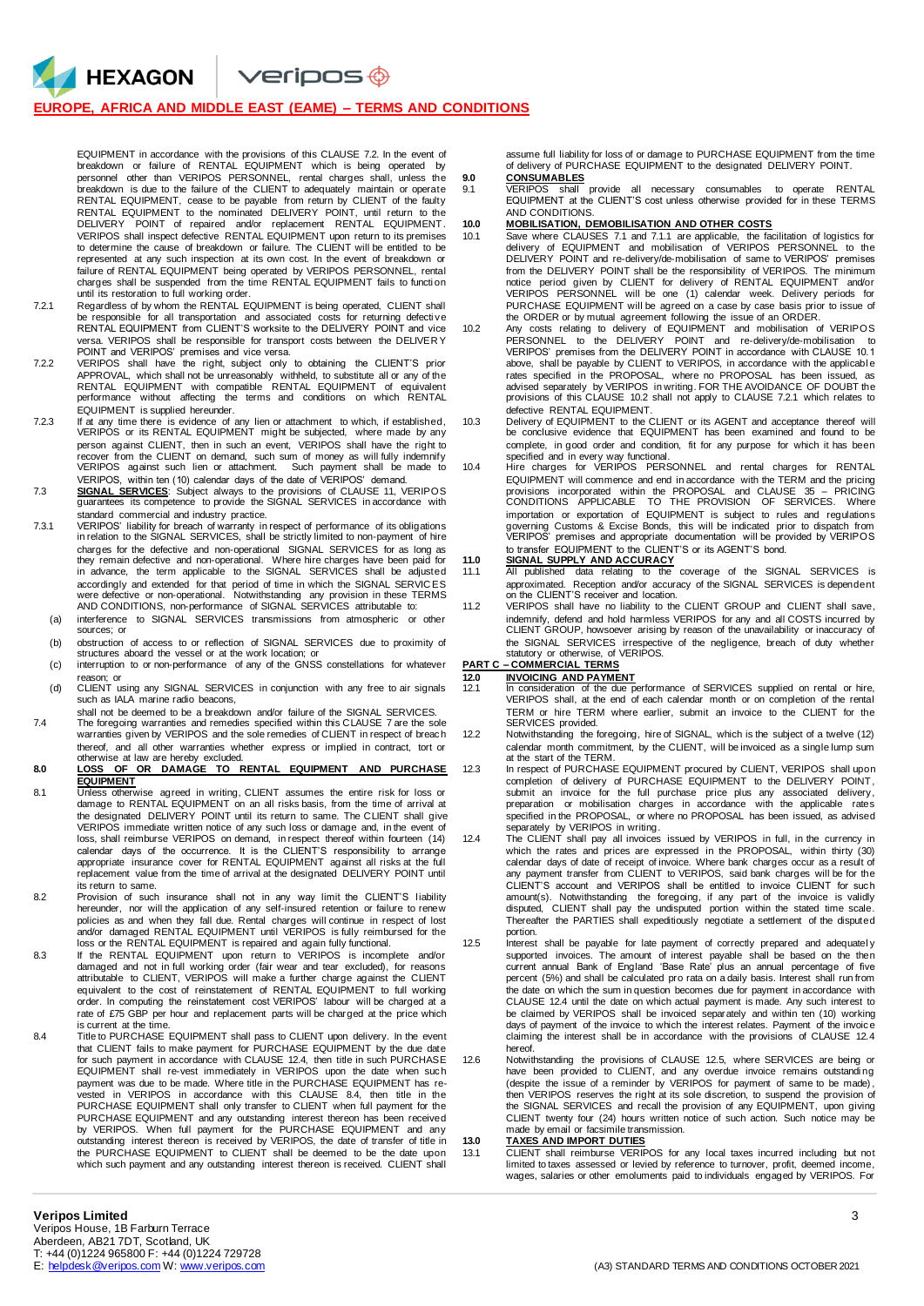EQUIPMENT in accordance with the provisions of this CLAUSE 7.2. In the event of breakdown or failure of RENTAL EQUIPMENT which is being operated by personnel other than VERIPOS PERSONNEL, rental charges shall, unless the breakdown is due to the failure of the CLIENT to adequately maintain or operate RENTAL EQUIPMENT, cease to be payable from return by CLIENT of the faulty RENTAL EQUIPMENT to the nominated DELIVERY POINT, until return to the DELIVERY POINT of repaired and/or replacement RENTAL EQUIPMENT. VERIPOS shall inspect defective RENTAL EQUIPMENT upon return to its premises to determine the cause of breakdown or failure. The CLIENT will be entitled to be represented at any such inspection at its own cost. In the event of breakdown or failure of RENTAL EQUIPMENT being operated by VERIPOS PERSONNEL, rental charges shall be suspended from the time RENTAL EQUIPMENT fails to function until its restoration to full working order.

7.2.1 Regardless of by whom the RENTAL EQUIPMENT is being operated, CLIENT shall be responsible for all transportation and associated costs for returning defective RENTAL EQUIPMENT from CLIENT'S worksite to the DELIVERY POINT and vice versa. VERIPOS shall be responsible for transport costs between the DELIVERY POINT and VERIPOS' premises and vice versa.

7.2.2 VERIPOS shall have the right, subject only to obtaining the CLIENT'S prior APPROVAL, which shall not be unreasonably withheld, to substitute all or any of the RENTAL EQUIPMENT with compatible RENTAL EQUIPMENT of equivalent performance without affecting the terms and conditions on which RENTAL EQUIPMENT is supplied hereunder.

7.2.3 If at any time there is evidence of any lien or attachment to which, if established, VERIPOS or its RENTAL EQUIPMENT might be subjected, where made by any person against CLIENT, then in such an event, VERIPOS shall have the right to recover from the CLIENT on demand, such sum of money as will fully indemnify VERIPOS against such lien or attachment. Such payment shall be made to VERIPOS, within ten (10) calendar days of the date of VERIPOS' demand.

7.3 **SIGNAL SERVICES**: Subject always to the provisions of CLAUSE 11, VERIPOS guarantees its competence to provide the SIGNAL SERVICES in accordance with standard commercial and industry practice.

7.3.1 VERIPOS' liability for breach of warranty in respect of performance of its obligations in relation to the SIGNAL SERVICES, shall be strictly limited to non-payment of hire charges for the defective and non-operational SIGNAL SERVICES for as long as they remain defective and non-operational. Where hire charges have been paid for in advance, the term applicable to the SIGNAL SERVICES shall be adjusted accordingly and extended for that period of time in which the SIGNAL SERVICES were defective or non-operational. Notwithstanding any provision in these TERMS AND CONDITIONS, non-performance of SIGNAL SERVICES attributable to:

(a) interference to SIGNAL SERVICES transmissions from atmospheric or other sources; or

(b) obstruction of access to or reflection of SIGNAL SERVICES due to proximity of structures aboard the vessel or at the work location; or

(c) interruption to or non-performance of any of the GNSS constellations for whatever reason; or

(d) CLIENT using any SIGNAL SERVICES in conjunction with any free to air signals such as IALA marine radio beacons,

shall not be deemed to be a breakdown and/or failure of the SIGNAL SERVICES.

7.4 The foregoing warranties and remedies specified within this CLAUSE 7 are the sole warranties given by VERIPOS and the sole remedies of CLIENT in respect of breach thereof, and all other warranties whether express or implied in contract, tort or otherwise at law are hereby excluded.

## 8.0 LOSS OF OR DAMAGE TO RENTAL EQUIPMENT AND PURCHASE EQUIPMENT

8.1 Unless otherwise agreed in writing, CLIENT assumes the entire risk for loss or damage to RENTAL EQUIPMENT on an all risks basis, from the time of arrival at the designated DELIVERY POINT until its return to same. The CLIENT shall give VERIPOS immediate written notice of any such loss or damage and, in the event of loss, shall reimburse VERIPOS on demand, in respect thereof within fourteen (14) calendar days of the occurrence. It is the CLIENT'S responsibility to arrange appropriate insurance cover for RENTAL EQUIPMENT against all risks at the full replacement value from the time of arrival at the designated DELIVERY POINT until its return to same.

8.2 Provision of such insurance shall not in any way limit the CLIENT'S liability hereunder, nor will the application of any self-insured retention or failure to renew policies as and when they fall due. Rental charges will continue in respect of lost and/or damaged RENTAL EQUIPMENT until VERIPOS is fully reimbursed for the loss or the RENTAL EQUIPMENT is repaired and again fully functional.

8.3 If the RENTAL EQUIPMENT upon return to VERIPOS is incomplete and/or damaged and not in full working order (fair wear and tear excluded), for reasons attributable to CLIENT, VERIPOS will make a further charge against the CLIENT equivalent to the cost of reinstatement of RENTAL EQUIPMENT to full working order. In computing the reinstatement cost VERIPOS' labour will be charged at a rate of £75 GBP per hour and replacement parts will be charged at the price which is current at the time.

8.4 Title to PURCHASE EQUIPMENT shall pass to CLIENT upon delivery. In the event that CLIENT fails to make payment for PURCHASE EQUIPMENT by the due date for such payment in accordance with CLAUSE 12.4, then title in such PURCHASE EQUIPMENT shall re-vest immediately in VERIPOS upon the date when such payment was due to be made. Where title in the PURCHASE EQUIPMENT has re-vested in VERIPOS in accordance with this CLAUSE 8.4, then title in the PURCHASE EQUIPMENT shall only transfer to CLIENT when full payment for the PURCHASE EQUIPMENT and any outstanding interest thereon has been received by VERIPOS. When full payment for the PURCHASE EQUIPMENT and any outstanding interest thereon is received by VERIPOS, the date of transfer of title in the PURCHASE EQUIPMENT to CLIENT shall be deemed to be the date upon which such payment and any outstanding interest thereon is received. CLIENT shall assume full liability for loss of or damage to PURCHASE EQUIPMENT from the time of delivery of PURCHASE EQUIPMENT to the designated DELIVERY POINT.

## 9.0 CONSUMABLES

9.1 VERIPOS shall provide all necessary consumables to operate RENTAL EQUIPMENT at the CLIENT'S cost unless otherwise provided for in these TERMS AND CONDITIONS.

## 10.0 MOBILISATION, DEMOBILISATION AND OTHER COSTS

10.1 Save where CLAUSES 7.1 and 7.1.1 are applicable, the facilitation of logistics for delivery of EQUIPMENT and mobilisation of VERIPOS PERSONNEL to the DELIVERY POINT and re-delivery/de-mobilisation of same to VERIPOS' premises from the DELIVERY POINT shall be the responsibility of VERIPOS. The minimum notice period given by CLIENT for delivery of RENTAL EQUIPMENT and/or VERIPOS PERSONNEL will be one (1) calendar week. Delivery periods for PURCHASE EQUIPMENT will be agreed on a case by case basis prior to issue of the ORDER or by mutual agreement following the issue of an ORDER.

10.2 Any costs relating to delivery of EQUIPMENT and mobilisation of VERIPOS PERSONNEL to the DELIVERY POINT and re-delivery/de-mobilisation to VERIPOS' premises from the DELIVERY POINT in accordance with CLAUSE 10.1 above, shall be payable by CLIENT to VERIPOS, in accordance with the applicable rates specified in the PROPOSAL, where no PROPOSAL has been issued, as advised separately by VERIPOS in writing. FOR THE AVOIDANCE OF DOUBT the provisions of this CLAUSE 10.2 shall not apply to CLAUSE 7.2.1 which relates to defective RENTAL EQUIPMENT.

10.3 Delivery of EQUIPMENT to the CLIENT or its AGENT and acceptance thereof will be conclusive evidence that EQUIPMENT has been examined and found to be complete, in good order and condition, fit for any purpose for which it has been specified and in every way functional.

10.4 Hire charges for VERIPOS PERSONNEL and rental charges for RENTAL EQUIPMENT will commence and end in accordance with the TERM and the pricing provisions incorporated within the PROPOSAL and CLAUSE 35 – PRICING CONDITIONS APPLICABLE TO THE PROVISION OF SERVICES. Where importation or exportation of EQUIPMENT is subject to rules and regulations governing Customs & Excise Bonds, this will be indicated prior to dispatch from VERIPOS' premises and appropriate documentation will be provided by VERIPOS to transfer EQUIPMENT to the CLIENT'S or its AGENT'S bond.

## 11.0 SIGNAL SUPPLY AND ACCURACY

11.1 All published data relating to the coverage of the SIGNAL SERVICES is approximated. Reception and/or accuracy of the SIGNAL SERVICES is dependent on the CLIENT'S receiver and location.

11.2 VERIPOS shall have no liability to the CLIENT GROUP and CLIENT shall save, indemnify, defend and hold harmless VERIPOS for any and all COSTS incurred by CLIENT GROUP, howsoever arising by reason of the unavailability or inaccuracy of the SIGNAL SERVICES irrespective of the negligence, breach of duty whether statutory or otherwise, of VERIPOS.

# PART C – COMMERCIAL TERMS

## 12.0 INVOICING AND PAYMENT

12.1 In consideration of the due performance of SERVICES supplied on rental or hire, VERIPOS shall, at the end of each calendar month or on completion of the rental TERM or hire TERM where earlier, submit an invoice to the CLIENT for the SERVICES provided.

12.2 Notwithstanding the foregoing, hire of SIGNAL, which is the subject of a twelve (12) calendar month commitment, by the CLIENT, will be invoiced as a single lump sum at the start of the TERM.

12.3 In respect of PURCHASE EQUIPMENT procured by CLIENT, VERIPOS shall upon completion of delivery of PURCHASE EQUIPMENT to the DELIVERY POINT, submit an invoice for the full purchase price plus any associated delivery, preparation or mobilisation charges in accordance with the applicable rates specified in the PROPOSAL, or where no PROPOSAL has been issued, as advised separately by VERIPOS in writing.

12.4 The CLIENT shall pay all invoices issued by VERIPOS in full, in the currency in which the rates and prices are expressed in the PROPOSAL, within thirty (30) calendar days of date of receipt of invoice. Where bank charges occur as a result of any payment transfer from CLIENT to VERIPOS, said bank charges will be for the CLIENT'S account and VERIPOS shall be entitled to invoice CLIENT for such amount(s). Notwithstanding the foregoing, if any part of the invoice is validly disputed, CLIENT shall pay the undisputed portion within the stated time scale. Thereafter the PARTIES shall expeditiously negotiate a settlement of the disputed portion.

12.5 Interest shall be payable for late payment of correctly prepared and adequately supported invoices. The amount of interest payable shall be based on the then current annual Bank of England 'Base Rate' plus an annual percentage of five percent (5%) and shall be calculated pro rata on a daily basis. Interest shall run from the date on which the sum in question becomes due for payment in accordance with CLAUSE 12.4 until the date on which actual payment is made. Any such interest to be claimed by VERIPOS shall be invoiced separately and within ten (10) working days of payment of the invoice to which the interest relates. Payment of the invoice claiming the interest shall be in accordance with the provisions of CLAUSE 12.4 hereof.

12.6 Notwithstanding the provisions of CLAUSE 12.5, where SERVICES are being or have been provided to CLIENT, and any overdue invoice remains outstanding (despite the issue of a reminder by VERIPOS for payment of same to be made), then VERIPOS reserves the right at its sole discretion, to suspend the provision of the SIGNAL SERVICES and recall the provision of any EQUIPMENT, upon giving CLIENT twenty four (24) hours written notice of such action. Such notice may be made by email or facsimile transmission.

## 13.0 TAXES AND IMPORT DUTIES

13.1 CLIENT shall reimburse VERIPOS for any local taxes incurred including but not limited to taxes assessed or levied by reference to turnover, profit, deemed income, wages, salaries or other emoluments paid to individuals engaged by VERIPOS. For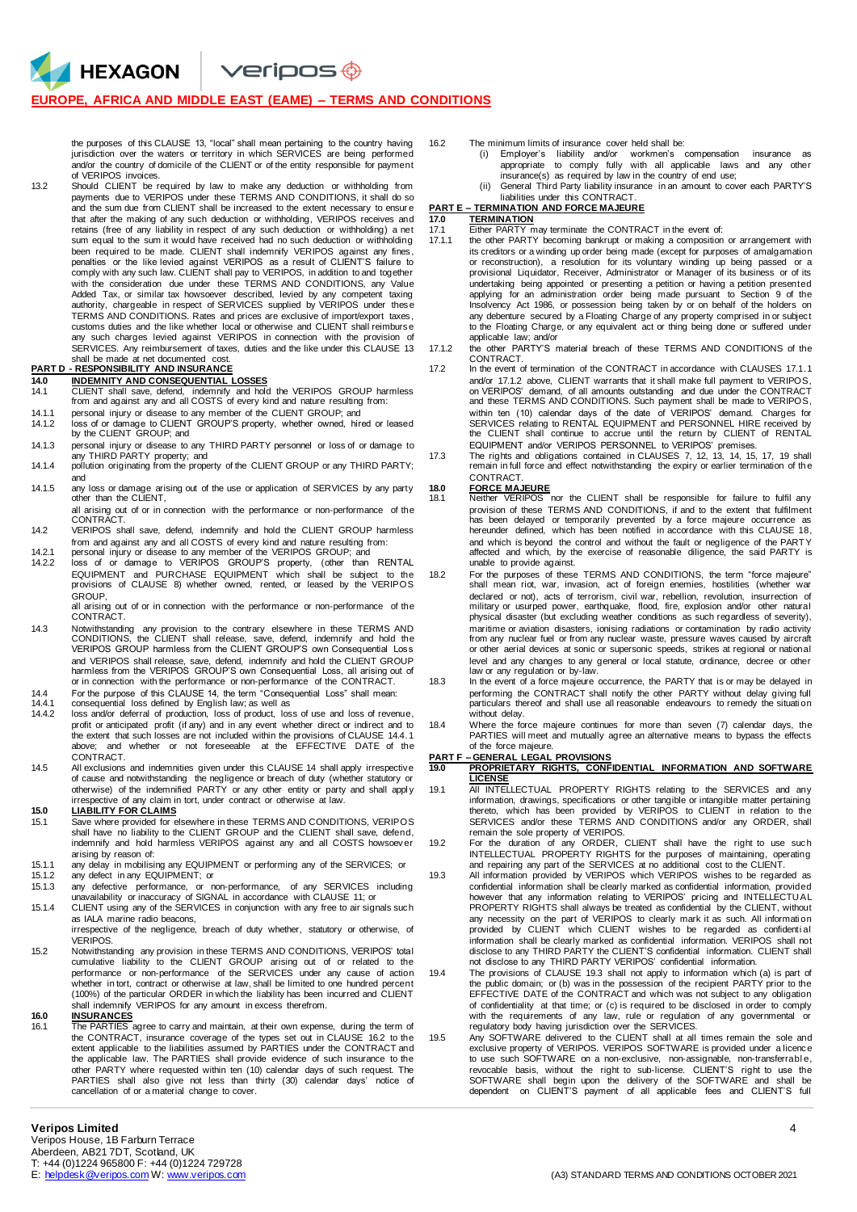the purposes of this CLAUSE 13, "local" shall mean pertaining to the country having jurisdiction over the waters or territory in which SERVICES are being performed and/or the country of domicile of the CLIENT or of the entity responsible for payment of VERIPOS invoices.

13.2 Should CLIENT be required by law to make any deduction or withholding from payments due to VERIPOS under these TERMS AND CONDITIONS, it shall do so and the sum due from CLIENT shall be increased to the extent necessary to ensure that after the making of any such deduction or withholding, VERIPOS receives and retains (free of any liability in respect of any such deduction or withholding) a net sum equal to the sum it would have received had no such deduction or withholding been required to be made. CLIENT shall indemnify VERIPOS against any fines, penalties or the like levied against VERIPOS as a result of CLIENT'S failure to comply with any such law. CLIENT shall pay to VERIPOS, in addition to and together with the consideration due under these TERMS AND CONDITIONS, any Value Added Tax, or similar tax howsoever described, levied by any competent taxing authority, chargeable in respect of SERVICES supplied by VERIPOS under these TERMS AND CONDITIONS. Rates and prices are exclusive of import/export taxes, customs duties and the like whether local or otherwise and CLIENT shall reimburse any such charges levied against VERIPOS in connection with the provision of SERVICES. Any reimbursement of taxes, duties and the like under this CLAUSE 13 shall be made at net documented cost.

## PART D - RESPONSIBILITY AND INSURANCE

### 14.0 INDEMNITY AND CONSEQUENTIAL LOSSES

14.1 CLIENT shall save, defend, indemnify and hold the VERIPOS GROUP harmless from and against any and all COSTS of every kind and nature resulting from:

14.1.1 personal injury or disease to any member of the CLIENT GROUP; and

14.1.2 loss of or damage to CLIENT GROUP'S property, whether owned, hired or leased by the CLIENT GROUP; and

14.1.3 personal injury or disease to any THIRD PARTY personnel or loss of or damage to any THIRD PARTY property; and

14.1.4 pollution originating from the property of the CLIENT GROUP or any THIRD PARTY; and

14.1.5 any loss or damage arising out of the use or application of SERVICES by any party other than the CLIENT,

all arising out of or in connection with the performance or non-performance of the CONTRACT.

14.2 VERIPOS shall save, defend, indemnify and hold the CLIENT GROUP harmless from and against any and all COSTS of every kind and nature resulting from:

14.2.1 personal injury or disease to any member of the VERIPOS GROUP; and

14.2.2 loss of or damage to VERIPOS GROUP'S property, (other than RENTAL EQUIPMENT and PURCHASE EQUIPMENT which shall be subject to the provisions of CLAUSE 8) whether owned, rented, or leased by the VERIPOS GROUP,

all arising out of or in connection with the performance or non-performance of the CONTRACT.

14.3 Notwithstanding any provision to the contrary elsewhere in these TERMS AND CONDITIONS, the CLIENT shall release, save, defend, indemnify and hold the VERIPOS GROUP harmless from the CLIENT GROUP'S own Consequential Loss and VERIPOS shall release, save, defend, indemnify and hold the CLIENT GROUP harmless from the VERIPOS GROUP'S own Consequential Loss, all arising out of or in connection with the performance or non-performance of the CONTRACT.

14.4 For the purpose of this CLAUSE 14, the term "Consequential Loss" shall mean:

14.4.1 consequential loss defined by English law; as well as

14.4.2 loss and/or deferral of production, loss of product, loss of use and loss of revenue, profit or anticipated profit (if any) and in any event whether direct or indirect and to the extent that such losses are not included within the provisions of CLAUSE 14.4.1 above; and whether or not foreseeable at the EFFECTIVE DATE of the CONTRACT.

14.5 All exclusions and indemnities given under this CLAUSE 14 shall apply irrespective of cause and notwithstanding the negligence or breach of duty (whether statutory or otherwise) of the indemnified PARTY or any other entity or party and shall apply irrespective of any claim in tort, under contract or otherwise at law.

### 15.0 LIABILITY FOR CLAIMS

15.1 Save where provided for elsewhere in these TERMS AND CONDITIONS, VERIPOS shall have no liability to the CLIENT GROUP and the CLIENT shall save, defend, indemnify and hold harmless VERIPOS against any and all COSTS howsoever arising by reason of:

15.1.1 any delay in mobilising any EQUIPMENT or performing any of the SERVICES; or

15.1.2 any defect in any EQUIPMENT; or

15.1.3 any defective performance, or non-performance, of any SERVICES including unavailability or inaccuracy of SIGNAL in accordance with CLAUSE 11; or

15.1.4 CLIENT using any of the SERVICES in conjunction with any free to air signals such as IALA marine radio beacons,

irrespective of the negligence, breach of duty whether, statutory or otherwise, of VERIPOS.

15.2 Notwithstanding any provision in these TERMS AND CONDITIONS, VERIPOS' total cumulative liability to the CLIENT GROUP arising out of or related to the performance or non-performance of the SERVICES under any cause of action whether in tort, contract or otherwise at law, shall be limited to one hundred percent (100%) of the particular ORDER in which the liability has been incurred and CLIENT shall indemnify VERIPOS for any amount in excess therefrom.

### 16.0 INSURANCES

16.1 The PARTIES agree to carry and maintain, at their own expense, during the term of the CONTRACT, insurance coverage of the types set out in CLAUSE 16.2 to the extent applicable to the liabilities assumed by PARTIES under the CONTRACT and the applicable law. The PARTIES shall provide evidence of such insurance to the other PARTY where requested within ten (10) calendar days of such request. The PARTIES shall also give not less than thirty (30) calendar days' notice of cancellation of or a material change to cover.

16.2 The minimum limits of insurance cover held shall be:

(i) Employer's liability and/or workmen's compensation insurance as appropriate to comply fully with all applicable laws and any other insurance(s) as required by law in the country of end use;

(ii) General Third Party liability insurance in an amount to cover each PARTY'S liabilities under this CONTRACT.

## PART E – TERMINATION AND FORCE MAJEURE

### 17.0 TERMINATION

17.1 Either PARTY may terminate the CONTRACT in the event of:

17.1.1 the other PARTY becoming bankrupt or making a composition or arrangement with its creditors or a winding up order being made (except for purposes of amalgamation or reconstruction), a resolution for its voluntary winding up being passed or a provisional Liquidator, Receiver, Administrator or Manager of its business or of its undertaking being appointed or presenting a petition or having a petition presented applying for an administration order being made pursuant to Section 9 of the Insolvency Act 1986, or possession being taken by or on behalf of the holders on any debenture secured by a Floating Charge of any property comprised in or subject to the Floating Charge, or any equivalent act or thing being done or suffered under applicable law; and/or

17.1.2 the other PARTY'S material breach of these TERMS AND CONDITIONS of the CONTRACT.

17.2 In the event of termination of the CONTRACT in accordance with CLAUSES 17.1.1 and/or 17.1.2 above, CLIENT warrants that it shall make full payment to VERIPOS, on VERIPOS' demand, of all amounts outstanding and due under the CONTRACT and these TERMS AND CONDITIONS. Such payment shall be made to VERIPOS, within ten (10) calendar days of the date of VERIPOS' demand. Charges for SERVICES relating to RENTAL EQUIPMENT and PERSONNEL HIRE received by the CLIENT shall continue to accrue until the return by CLIENT of RENTAL EQUIPMENT and/or VERIPOS PERSONNEL to VERIPOS' premises.

17.3 The rights and obligations contained in CLAUSES 7, 12, 13, 14, 15, 17, 19 shall remain in full force and effect notwithstanding the expiry or earlier termination of the CONTRACT.

### 18.0 FORCE MAJEURE

18.1 Neither VERIPOS nor the CLIENT shall be responsible for failure to fulfil any provision of these TERMS AND CONDITIONS, if and to the extent that fulfilment has been delayed or temporarily prevented by a force majeure occurrence as hereunder defined, which has been notified in accordance with this CLAUSE 18, and which is beyond the control and without the fault or negligence of the PARTY affected and which, by the exercise of reasonable diligence, the said PARTY is unable to provide against.

18.2 For the purposes of these TERMS AND CONDITIONS, the term "force majeure" shall mean riot, war, invasion, act of foreign enemies, hostilities (whether war declared or not), acts of terrorism, civil war, rebellion, revolution, insurrection of military or usurped power, earthquake, flood, fire, explosion and/or other natural physical disaster (but excluding weather conditions as such regardless of severity), maritime or aviation disasters, ionising radiations or contamination by radio activity from any nuclear fuel or from any nuclear waste, pressure waves caused by aircraft or other aerial devices at sonic or supersonic speeds, strikes at regional or national level and any changes to any general or local statute, ordinance, decree or other law or any regulation or by-law.

18.3 In the event of a force majeure occurrence, the PARTY that is or may be delayed in performing the CONTRACT shall notify the other PARTY without delay giving full particulars thereof and shall use all reasonable endeavours to remedy the situation without delay.

18.4 Where the force majeure continues for more than seven (7) calendar days, the PARTIES will meet and mutually agree an alternative means to bypass the effects of the force majeure.

## PART F – GENERAL LEGAL PROVISIONS

### 19.0 PROPRIETARY RIGHTS, CONFIDENTIAL INFORMATION AND SOFTWARE LICENSE

19.1 All INTELLECTUAL PROPERTY RIGHTS relating to the SERVICES and any information, drawings, specifications or other tangible or intangible matter pertaining thereto, which has been provided by VERIPOS to CLIENT in relation to the SERVICES and/or these TERMS AND CONDITIONS and/or any ORDER, shall remain the sole property of VERIPOS.

19.2 For the duration of any ORDER, CLIENT shall have the right to use such INTELLECTUAL PROPERTY RIGHTS for the purposes of maintaining, operating and repairing any part of the SERVICES at no additional cost to the CLIENT.

19.3 All information provided by VERIPOS which VERIPOS wishes to be regarded as confidential information shall be clearly marked as confidential information, provided however that any information relating to VERIPOS' pricing and INTELLECTUAL PROPERTY RIGHTS shall always be treated as confidential by the CLIENT, without any necessity on the part of VERIPOS to clearly mark it as such. All information provided by CLIENT which CLIENT wishes to be regarded as confidential information shall be clearly marked as confidential information. VERIPOS shall not disclose to any THIRD PARTY the CLIENT'S confidential information. CLIENT shall not disclose to any THIRD PARTY VERIPOS' confidential information.

19.4 The provisions of CLAUSE 19.3 shall not apply to information which (a) is part of the public domain; or (b) was in the possession of the recipient PARTY prior to the EFFECTIVE DATE of the CONTRACT and which was not subject to any obligation of confidentiality at that time; or (c) is required to be disclosed in order to comply with the requirements of any law, rule or regulation of any governmental or regulatory body having jurisdiction over the SERVICES.

19.5 Any SOFTWARE delivered to the CLIENT shall at all times remain the sole and exclusive property of VERIPOS. VERIPOS SOFTWARE is provided under a licence to use such SOFTWARE on a non-exclusive, non-assignable, non-transferrable, revocable basis, without the right to sub-license. CLIENT'S right to use the SOFTWARE shall begin upon the delivery of the SOFTWARE and shall be dependent on CLIENT'S payment of all applicable fees and CLIENT'S full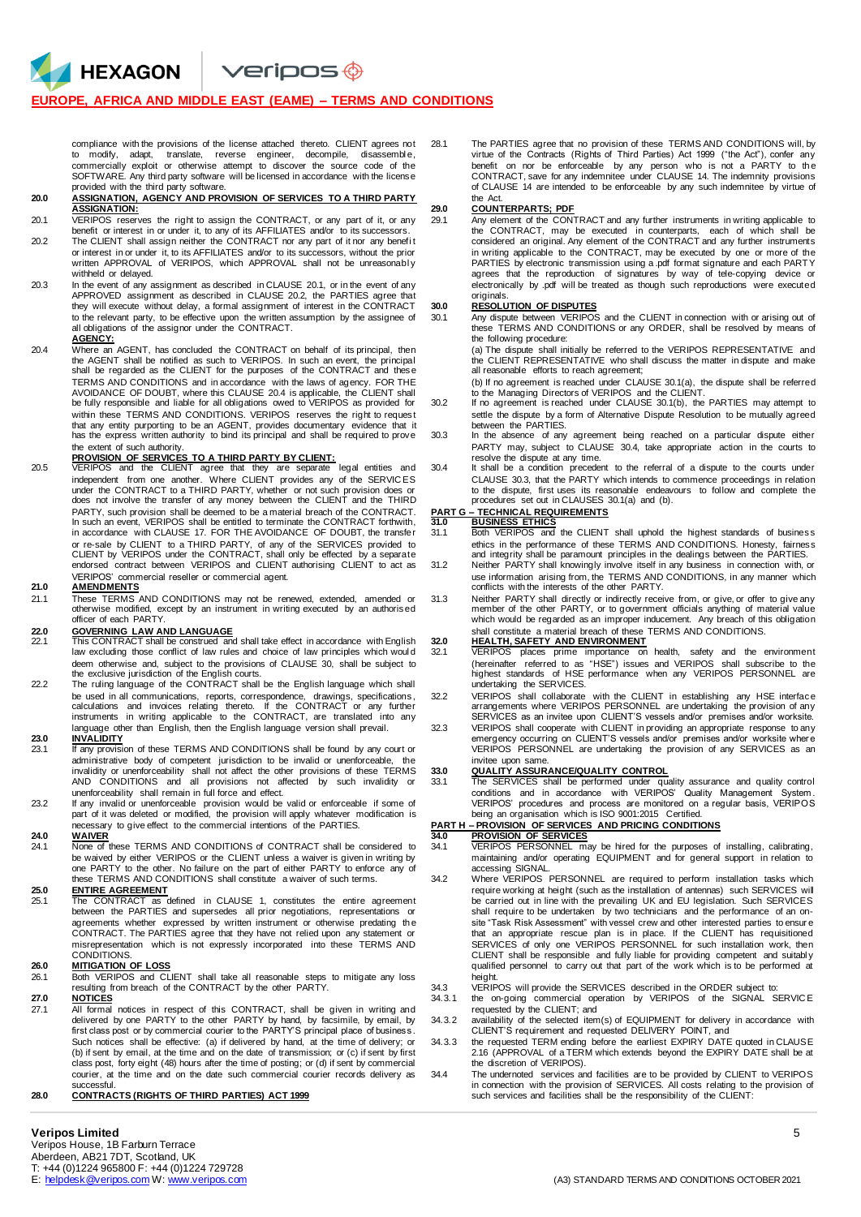compliance with the provisions of the license attached thereto. CLIENT agrees not to modify, adapt, translate, reverse engineer, decompile, disassemble, commercially exploit or otherwise attempt to discover the source code of the SOFTWARE. Any third party software will be licensed in accordance with the license provided with the third party software.

**20.0 ASSIGNATION, AGENCY AND PROVISION OF SERVICES TO A THIRD PARTY**

**ASSIGNATION:**

20.1 VERIPOS reserves the right to assign the CONTRACT, or any part of it, or any benefit or interest in or under it, to any of its AFFILIATES and/or to its successors.

20.2 The CLIENT shall assign neither the CONTRACT nor any part of it nor any benefit or interest in or under it, to its AFFILIATES and/or to its successors, without the prior written APPROVAL of VERIPOS, which APPROVAL shall not be unreasonably withheld or delayed.

20.3 In the event of any assignment as described in CLAUSE 20.1, or in the event of any APPROVED assignment as described in CLAUSE 20.2, the PARTIES agree that they will execute without delay, a formal assignment of interest in the CONTRACT to the relevant party, to be effective upon the written assumption by the assignee of all obligations of the assignor under the CONTRACT.

**AGENCY:**

20.4 Where an AGENT, has concluded the CONTRACT on behalf of its principal, then the AGENT shall be notified as such to VERIPOS. In such an event, the principal shall be regarded as the CLIENT for the purposes of the CONTRACT and these TERMS AND CONDITIONS and in accordance with the laws of agency. FOR THE AVOIDANCE OF DOUBT, where this CLAUSE 20.4 is applicable, the CLIENT shall be fully responsible and liable for all obligations owed to VERIPOS as provided for within these TERMS AND CONDITIONS. VERIPOS reserves the right to request that any entity purporting to be an AGENT, provides documentary evidence that it has the express written authority to bind its principal and shall be required to prove the extent of such authority.

**PROVISION OF SERVICES TO A THIRD PARTY BY CLIENT:**

20.5 VERIPOS and the CLIENT agree that they are separate legal entities and independent from one another. Where CLIENT provides any of the SERVICES under the CONTRACT to a THIRD PARTY, whether or not such provision does or does not involve the transfer of any money between the CLIENT and the THIRD PARTY, such provision shall be deemed to be a material breach of the CONTRACT. In such an event, VERIPOS shall be entitled to terminate the CONTRACT forthwith, in accordance with CLAUSE 17. FOR THE AVOIDANCE OF DOUBT, the transfer or re-sale by CLIENT to a THIRD PARTY, of any of the SERVICES provided to CLIENT by VERIPOS under the CONTRACT, shall only be effected by a separate endorsed contract between VERIPOS and CLIENT authorising CLIENT to act as VERIPOS' commercial reseller or commercial agent.

**21.0 AMENDMENTS**

21.1 These TERMS AND CONDITIONS may not be renewed, extended, amended or otherwise modified, except by an instrument in writing executed by an authorised officer of each PARTY.

**22.0 GOVERNING LAW AND LANGUAGE**

22.1 This CONTRACT shall be construed and shall take effect in accordance with English law excluding those conflict of law rules and choice of law principles which would deem otherwise and, subject to the provisions of CLAUSE 30, shall be subject to the exclusive jurisdiction of the English courts.

22.2 The ruling language of the CONTRACT shall be the English language which shall be used in all communications, reports, correspondence, drawings, specifications, calculations and invoices relating thereto. If the CONTRACT or any further instruments in writing applicable to the CONTRACT, are translated into any language other than English, then the English language version shall prevail.

**23.0 INVALIDITY**

23.1 If any provision of these TERMS AND CONDITIONS shall be found by any court or administrative body of competent jurisdiction to be invalid or unenforceable, the invalidity or unenforceability shall not affect the other provisions of these TERMS AND CONDITIONS and all provisions not affected by such invalidity or unenforceability shall remain in full force and effect.

23.2 If any invalid or unenforceable provision would be valid or enforceable if some of part of it was deleted or modified, the provision will apply whatever modification is necessary to give effect to the commercial intentions of the PARTIES.

**24.0 WAIVER**

24.1 None of these TERMS AND CONDITIONS of CONTRACT shall be considered to be waived by either VERIPOS or the CLIENT unless a waiver is given in writing by one PARTY to the other. No failure on the part of either PARTY to enforce any of these TERMS AND CONDITIONS shall constitute a waiver of such terms.

**25.0 ENTIRE AGREEMENT**

25.1 The CONTRACT as defined in CLAUSE 1, constitutes the entire agreement between the PARTIES and supersedes all prior negotiations, representations or agreements whether expressed by written instrument or otherwise predating the CONTRACT. The PARTIES agree that they have not relied upon any statement or misrepresentation which is not expressly incorporated into these TERMS AND CONDITIONS.

**26.0 MITIGATION OF LOSS**

26.1 Both VERIPOS and CLIENT shall take all reasonable steps to mitigate any loss resulting from breach of the CONTRACT by the other PARTY.

**27.0 NOTICES**

27.1 All formal notices in respect of this CONTRACT, shall be given in writing and delivered by one PARTY to the other PARTY by hand, by facsimile, by email, by first class post or by commercial courier to the PARTY'S principal place of business. Such notices shall be effective: (a) if delivered by hand, at the time of delivery; or (b) if sent by email, at the time and on the date of transmission; or (c) if sent by first class post, forty eight (48) hours after the time of posting; or (d) if sent by commercial courier, at the time and on the date such commercial courier records delivery as successful.

**28.0 CONTRACTS (RIGHTS OF THIRD PARTIES) ACT 1999**

28.1 The PARTIES agree that no provision of these TERMS AND CONDITIONS will, by virtue of the Contracts (Rights of Third Parties) Act 1999 ("the Act"), confer any benefit on nor be enforceable by any person who is not a PARTY to the CONTRACT, save for any indemnitee under CLAUSE 14. The indemnity provisions of CLAUSE 14 are intended to be enforceable by any such indemnitee by virtue of the Act.

**29.0 COUNTERPARTS; PDF**

29.1 Any element of the CONTRACT and any further instruments in writing applicable to the CONTRACT, may be executed in counterparts, each of which shall be considered an original. Any element of the CONTRACT and any further instruments in writing applicable to the CONTRACT, may be executed by one or more of the PARTIES by electronic transmission using a .pdf format signature and each PARTY agrees that the reproduction of signatures by way of tele-copying device or electronically by .pdf will be treated as though such reproductions were executed originals.

**30.0 RESOLUTION OF DISPUTES**

30.1 Any dispute between VERIPOS and the CLIENT in connection with or arising out of these TERMS AND CONDITIONS or any ORDER, shall be resolved by means of the following procedure:

(a) The dispute shall initially be referred to the VERIPOS REPRESENTATIVE and the CLIENT REPRESENTATIVE who shall discuss the matter in dispute and make all reasonable efforts to reach agreement;

(b) If no agreement is reached under CLAUSE 30.1(a), the dispute shall be referred to the Managing Directors of VERIPOS and the CLIENT.

30.2 If no agreement is reached under CLAUSE 30.1(b), the PARTIES may attempt to settle the dispute by a form of Alternative Dispute Resolution to be mutually agreed between the PARTIES.

30.3 In the absence of any agreement being reached on a particular dispute either PARTY may, subject to CLAUSE 30.4, take appropriate action in the courts to resolve the dispute at any time.

30.4 It shall be a condition precedent to the referral of a dispute to the courts under CLAUSE 30.3, that the PARTY which intends to commence proceedings in relation to the dispute, first uses its reasonable endeavours to follow and complete the procedures set out in CLAUSES 30.1(a) and (b).

## PART G – TECHNICAL REQUIREMENTS

**31.0 BUSINESS ETHICS**

31.1 Both VERIPOS and the CLIENT shall uphold the highest standards of business ethics in the performance of these TERMS AND CONDITIONS. Honesty, fairness and integrity shall be paramount principles in the dealings between the PARTIES.

31.2 Neither PARTY shall knowingly involve itself in any business in connection with, or use information arising from, the TERMS AND CONDITIONS, in any manner which conflicts with the interests of the other PARTY.

31.3 Neither PARTY shall directly or indirectly receive from, or give, or offer to give any member of the other PARTY, or to government officials anything of material value which would be regarded as an improper inducement. Any breach of this obligation shall constitute a material breach of these TERMS AND CONDITIONS.

**32.0 HEALTH, SAFETY AND ENVIRONMENT**

32.1 VERIPOS places prime importance on health, safety and the environment (hereinafter referred to as "HSE") issues and VERIPOS shall subscribe to the highest standards of HSE performance when any VERIPOS PERSONNEL are undertaking the SERVICES.

32.2 VERIPOS shall collaborate with the CLIENT in establishing any HSE interface arrangements where VERIPOS PERSONNEL are undertaking the provision of any SERVICES as an invitee upon CLIENT'S vessels and/or premises and/or worksite.

32.3 VERIPOS shall cooperate with CLIENT in providing an appropriate response to any emergency occurring on CLIENT'S vessels and/or premises and/or worksite where VERIPOS PERSONNEL are undertaking the provision of any SERVICES as an invitee upon same.

**33.0 QUALITY ASSURANCE/QUALITY CONTROL**

33.1 The SERVICES shall be performed under quality assurance and quality control conditions and in accordance with VERIPOS' Quality Management System. VERIPOS' procedures and process are monitored on a regular basis, VERIPOS being an organisation which is ISO 9001:2015 Certified.

## PART H – PROVISION OF SERVICES AND PRICING CONDITIONS

**34.0 PROVISION OF SERVICES**

34.1 VERIPOS PERSONNEL may be hired for the purposes of installing, calibrating, maintaining and/or operating EQUIPMENT and for general support in relation to accessing SIGNAL.

34.2 Where VERIPOS PERSONNEL are required to perform installation tasks which require working at height (such as the installation of antennas) such SERVICES will be carried out in line with the prevailing UK and EU legislation. Such SERVICES shall require to be undertaken by two technicians and the performance of an on-site "Task Risk Assessment" with vessel crew and other interested parties to ensure that an appropriate rescue plan is in place. If the CLIENT has requisitioned SERVICES of only one VERIPOS PERSONNEL for such installation work, then CLIENT shall be responsible and fully liable for providing competent and suitably qualified personnel to carry out that part of the work which is to be performed at height.

34.3 VERIPOS will provide the SERVICES described in the ORDER subject to:

34.3.1 the on-going commercial operation by VERIPOS of the SIGNAL SERVICE requested by the CLIENT; and

34.3.2 availability of the selected item(s) of EQUIPMENT for delivery in accordance with CLIENT'S requirement and requested DELIVERY POINT, and

34.3.3 the requested TERM ending before the earliest EXPIRY DATE quoted in CLAUSE 2.16 (APPROVAL of a TERM which extends beyond the EXPIRY DATE shall be at the discretion of VERIPOS).

34.4 The undernoted services and facilities are to be provided by CLIENT to VERIPOS in connection with the provision of SERVICES. All costs relating to the provision of such services and facilities shall be the responsibility of the CLIENT: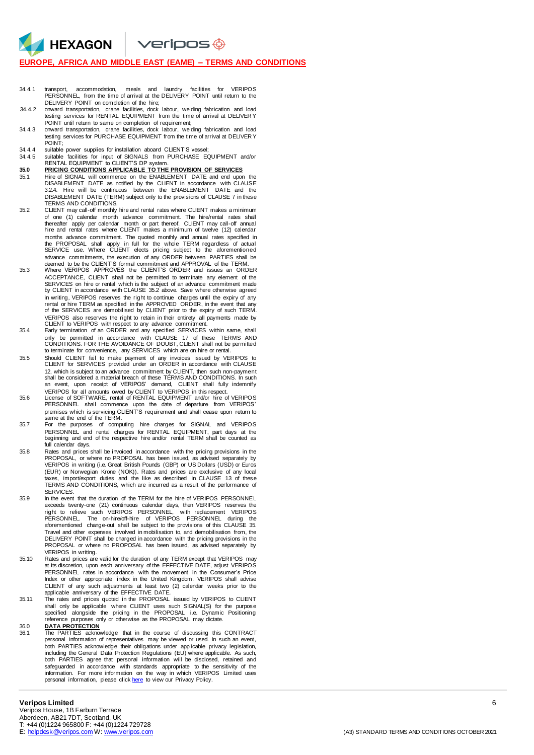34.4.1 transport, accommodation, meals and laundry facilities for VERIPOS PERSONNEL, from the time of arrival at the DELIVERY POINT until return to the DELIVERY POINT on completion of the hire;

34.4.2 onward transportation, crane facilities, dock labour, welding fabrication and load testing services for RENTAL EQUIPMENT from the time of arrival at DELIVERY POINT until return to same on completion of requirement;

34.4.3 onward transportation, crane facilities, dock labour, welding fabrication and load testing services for PURCHASE EQUIPMENT from the time of arrival at DELIVERY POINT;

34.4.4 suitable power supplies for installation aboard CLIENT'S vessel;

34.4.5 suitable facilities for input of SIGNALS from PURCHASE EQUIPMENT and/or RENTAL EQUIPMENT to CLIENT'S DP system.

**35.0 PRICING CONDITIONS APPLICABLE TO THE PROVISION OF SERVICES**

35.1 Hire of SIGNAL will commence on the ENABLEMENT DATE and end upon the DISABLEMENT DATE as notified by the CLIENT in accordance with CLAUSE 3.2.4. Hire will be continuous between the ENABLEMENT DATE and the DISABLEMENT DATE (TERM) subject only to the provisions of CLAUSE 7 in these TERMS AND CONDITIONS.

35.2 CLIENT may call-off monthly hire and rental rates where CLIENT makes a minimum of one (1) calendar month advance commitment. The hire/rental rates shall thereafter apply per calendar month or part thereof. CLIENT may call-off annual hire and rental rates where CLIENT makes a minimum of twelve (12) calendar months advance commitment. The quoted monthly and annual rates specified in the PROPOSAL shall apply in full for the whole TERM regardless of actual SERVICE use. Where CLIENT elects pricing subject to the aforementioned advance commitments, the execution of any ORDER between PARTIES shall be deemed to be the CLIENT'S formal commitment and APPROVAL of the TERM.

35.3 Where VERIPOS APPROVES the CLIENT'S ORDER and issues an ORDER ACCEPTANCE, CLIENT shall not be permitted to terminate any element of the SERVICES on hire or rental which is the subject of an advance commitment made by CLIENT in accordance with CLAUSE 35.2 above. Save where otherwise agreed in writing, VERIPOS reserves the right to continue charges until the expiry of any rental or hire TERM as specified in the APPROVED ORDER, in the event that any of the SERVICES are demobilised by CLIENT prior to the expiry of such TERM. VERIPOS also reserves the right to retain in their entirety all payments made by CLIENT to VERIPOS with respect to any advance commitment.

35.4 Early termination of an ORDER and any specified SERVICES within same, shall only be permitted in accordance with CLAUSE 17 of these TERMS AND CONDITIONS. FOR THE AVOIDANCE OF DOUBT, CLIENT shall not be permitted to terminate for convenience, any SERVICES which are on hire or rental.

35.5 Should CLIENT fail to make payment of any invoices issued by VERIPOS to CLIENT for SERVICES provided under an ORDER in accordance with CLAUSE 12, which is subject to an advance commitment by CLIENT, then such non-payment shall be considered a material breach of these TERMS AND CONDITIONS. In such an event, upon receipt of VERIPOS' demand, CLIENT shall fully indemnify VERIPOS for all amounts owed by CLIENT to VERIPOS in this respect.

35.6 License of SOFTWARE, rental of RENTAL EQUIPMENT and/or hire of VERIPOS PERSONNEL shall commence upon the date of departure from VERIPOS' premises which is servicing CLIENT'S requirement and shall cease upon return to same at the end of the TERM.

35.7 For the purposes of computing hire charges for SIGNAL and VERIPOS PERSONNEL and rental charges for RENTAL EQUIPMENT, part days at the beginning and end of the respective hire and/or rental TERM shall be counted as full calendar days.

35.8 Rates and prices shall be invoiced in accordance with the pricing provisions in the PROPOSAL, or where no PROPOSAL has been issued, as advised separately by VERIPOS in writing (i.e. Great British Pounds (GBP) or US Dollars (USD) or Euros (EUR) or Norwegian Krone (NOK)). Rates and prices are exclusive of any local taxes, import/export duties and the like as described in CLAUSE 13 of these TERMS AND CONDITIONS, which are incurred as a result of the performance of SERVICES.

35.9 In the event that the duration of the TERM for the hire of VERIPOS PERSONNEL exceeds twenty-one (21) continuous calendar days, then VERIPOS reserves the right to relieve such VERIPOS PERSONNEL, with replacement VERIPOS PERSONNEL. The on-hire/off-hire of VERIPOS PERSONNEL during the aforementioned change-out shall be subject to the provisions of this CLAUSE 35. Travel and other expenses involved in mobilisation to, and demobilisation from, the DELIVERY POINT shall be charged in accordance with the pricing provisions in the PROPOSAL or where no PROPOSAL has been issued, as advised separately by VERIPOS in writing.

35.10 Rates and prices are valid for the duration of any TERM except that VERIPOS may at its discretion, upon each anniversary of the EFFECTIVE DATE, adjust VERIPOS PERSONNEL rates in accordance with the movement in the Consumer's Price Index or other appropriate index in the United Kingdom. VERIPOS shall advise CLIENT of any such adjustments at least two (2) calendar weeks prior to the applicable anniversary of the EFFECTIVE DATE.

35.11 The rates and prices quoted in the PROPOSAL issued by VERIPOS to CLIENT shall only be applicable where CLIENT uses such SIGNAL(S) for the purpose specified alongside the pricing in the PROPOSAL i.e. Dynamic Positioning reference purposes only or otherwise as the PROPOSAL may dictate.

**36.0 DATA PROTECTION**

36.1 The PARTIES acknowledge that in the course of discussing this CONTRACT personal information of representatives may be viewed or used. In such an event, both PARTIES acknowledge their obligations under applicable privacy legislation, including the General Data Protection Regulations (EU) where applicable. As such, both PARTIES agree that personal information will be disclosed, retained and safeguarded in accordance with standards appropriate to the sensitivity of the information. For more information on the way in which VERIPOS Limited uses personal information, please click here to view our Privacy Policy.